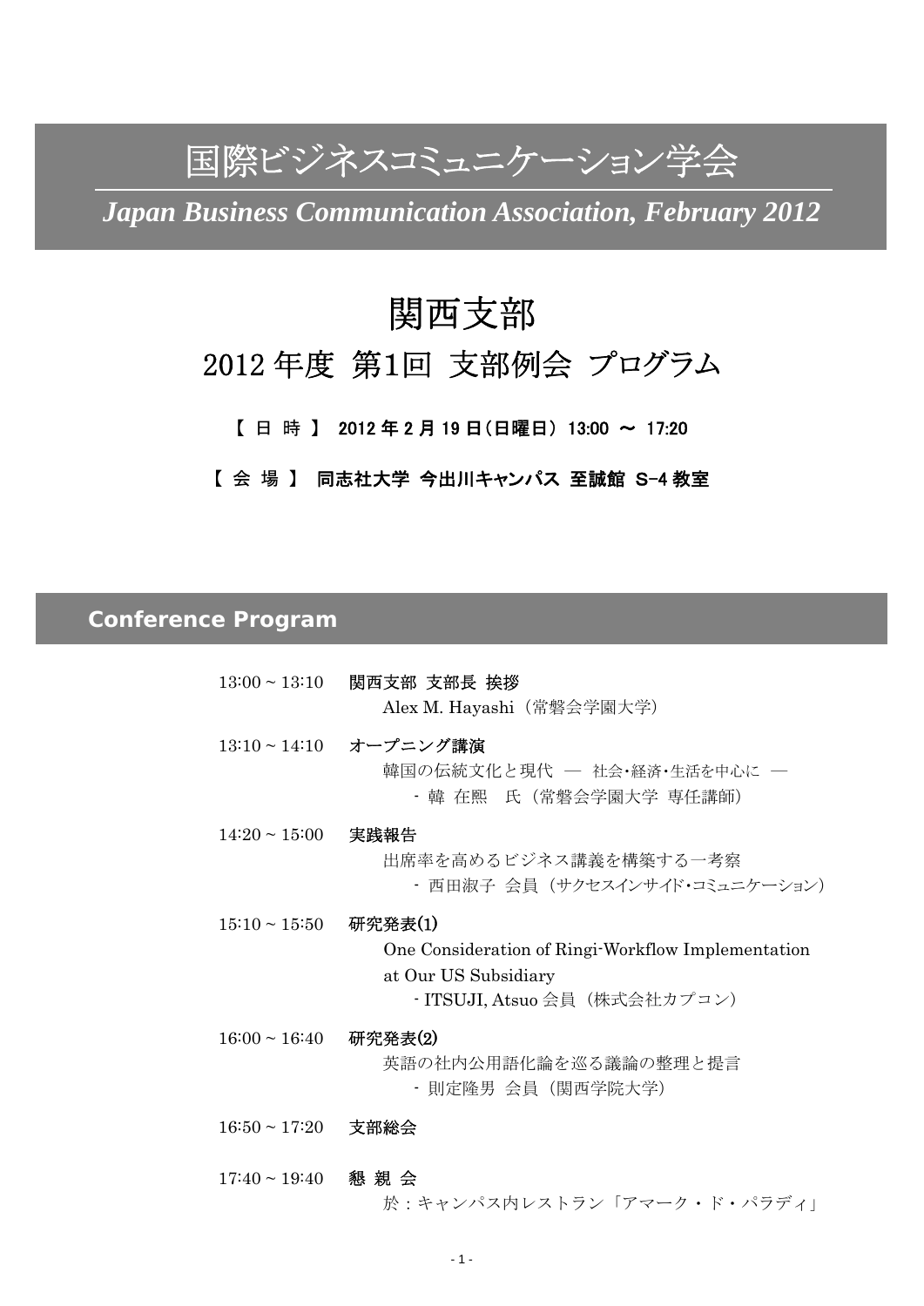# 国際ビジネスコミュニケーション学会

*Japan Business Communication Association, February 2012*

# 関西支部

## 2012 年度 第1回 支部例会 プログラム

**【 日 時 】 2012 年 2 月 19 日（日曜日） 13:00 〜 17:20**

**【 会 場 】 同志社大学 今出川キャンパス 至誠館 S-4 教室**

## Conference Program

13:00 ~ 13:10 **関西支部 支部長 挨拶**
Alex M. Hayashi（常磐会学園大学）

13:10 ~ 14:10 **オープニング講演**
韓国の伝統文化と現代 — 社会･経済･生活を中心に —
- 韓 在熙 氏（常磐会学園大学 専任講師）

14:20 ~ 15:00 **実践報告**
出席率を高めるビジネス講義を構築する一考察
- 西田淑子 会員（サクセスインサイド･コミュニケーション）

15:10 ~ 15:50 **研究発表(1)**
One Consideration of Ringi-Workflow Implementation at Our US Subsidiary
- ITSUJI, Atsuo 会員（株式会社カプコン）

16:00 ~ 16:40 **研究発表(2)**
英語の社内公用語化論を巡る議論の整理と提言
- 則定隆男 会員（関西学院大学）

16:50 ~ 17:20 **支部総会**

17:40 ~ 19:40 **懇 親 会**
於：キャンパス内レストラン「アマーク・ド・パラディ」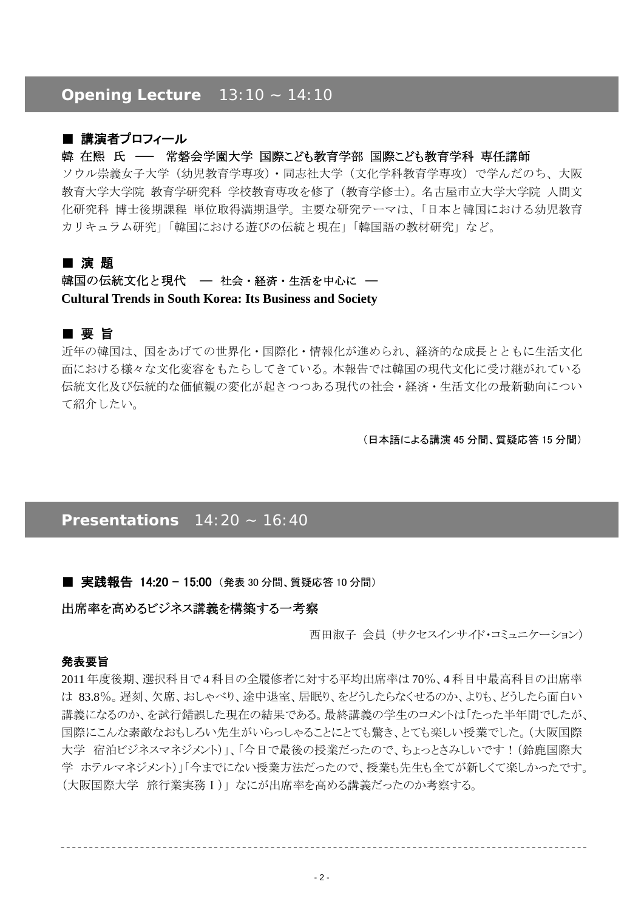## **Opening Lecture** 13:10 ~ 14:10

### ■ 講演者プロフィール

**韓 在熙 氏 ── 常磐会学園大学 国際こども教育学部 国際こども教育学科 専任講師**

ソウル崇義女子大学（幼児教育学専攻）・同志社大学（文化学科教育学専攻）で学んだのち、大阪教育大学大学院 教育学研究科 学校教育専攻を修了（教育学修士）。名古屋市立大学大学院 人間文化研究科 博士後期課程 単位取得満期退学。主要な研究テーマは、「日本と韓国における幼児教育カリキュラム研究」「韓国における遊びの伝統と現在」「韓国語の教材研究」など。

### ■ 演 題

**韓国の伝統文化と現代 ― 社会・経済・生活を中心に ―**

**Cultural Trends in South Korea: Its Business and Society**

### ■ 要 旨

近年の韓国は、国をあげての世界化・国際化・情報化が進められ、経済的な成長とともに生活文化面における様々な文化変容をもたらしてきている。本報告では韓国の現代文化に受け継がれている伝統文化及び伝統的な価値観の変化が起きつつある現代の社会・経済・生活文化の最新動向について紹介したい。

（日本語による講演 45 分間、質疑応答 15 分間）

## **Presentations** 14:20 ~ 16:40

### ■ 実践報告 14:20 – 15:00（発表 30 分間、質疑応答 10 分間）

**出席率を高めるビジネス講義を構築する一考察**

西田淑子 会員（サクセスインサイド・コミュニケーション）

#### 発表要旨

2011 年度後期、選択科目で 4 科目の全履修者に対する平均出席率は 70%、4 科目中最高科目の出席率は 83.8%。遅刻、欠席、おしゃべり、途中退室、居眠り、をどうしたらなくせるのか、よりも、どうしたら面白い講義になるのか、を試行錯誤した現在の結果である。最終講義の学生のコメントは「たった半年間でしたが、国際にこんな素敵なおもしろい先生がいらっしゃることにとても驚き、とても楽しい授業でした。（大阪国際大学 宿泊ビジネスマネジメント）」、「今日で最後の授業だったので、ちょっとさみしいです！（鈴鹿国際大学 ホテルマネジメント）」「今までにない授業方法だったので、授業も先生も全てが新しくて楽しかったです。（大阪国際大学 旅行業実務Ⅰ）」なにが出席率を高める講義だったのか考察する。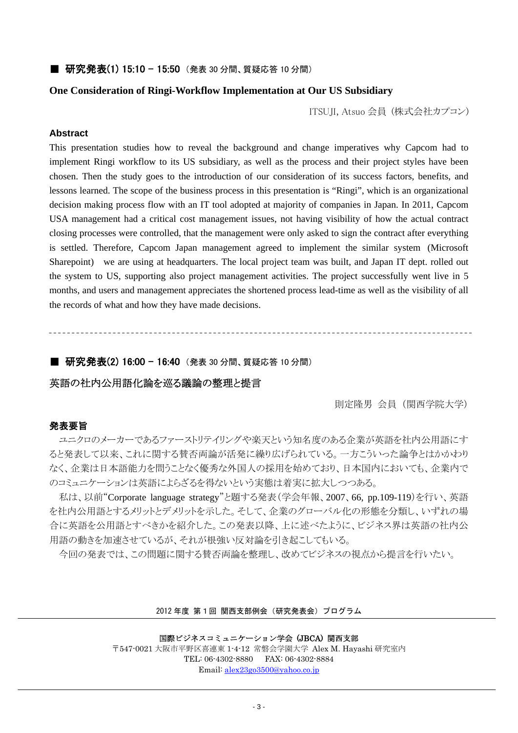## ■ 研究発表(1) 15:10 – 15:50（発表 30 分間、質疑応答 10 分間）

**One Consideration of Ringi-Workflow Implementation at Our US Subsidiary**

ITSUJI, Atsuo 会員（株式会社カプコン）

**Abstract**

This presentation studies how to reveal the background and change imperatives why Capcom had to implement Ringi workflow to its US subsidiary, as well as the process and their project styles have been chosen. Then the study goes to the introduction of our consideration of its success factors, benefits, and lessons learned. The scope of the business process in this presentation is "Ringi", which is an organizational decision making process flow with an IT tool adopted at majority of companies in Japan. In 2011, Capcom USA management had a critical cost management issues, not having visibility of how the actual contract closing processes were controlled, that the management were only asked to sign the contract after everything is settled. Therefore, Capcom Japan management agreed to implement the similar system (Microsoft Sharepoint) we are using at headquarters. The local project team was built, and Japan IT dept. rolled out the system to US, supporting also project management activities. The project successfully went live in 5 months, and users and management appreciates the shortened process lead-time as well as the visibility of all the records of what and how they have made decisions.

---

## ■ 研究発表(2) 16:00 – 16:40（発表 30 分間、質疑応答 10 分間）

英語の社内公用語化論を巡る議論の整理と提言

則定隆男 会員（関西学院大学）

**発表要旨**

ユニクロのメーカーであるファーストリテイリングや楽天という知名度のある企業が英語を社内公用語にすると発表して以来、これに関する賛否両論が活発に繰り広げられている。一方こういった論争とはかかわりなく、企業は日本語能力を問うことなく優秀な外国人の採用を始めており、日本国内においても、企業内でのコミュニケーションは英語によらざるを得ないという実態は着実に拡大しつつある。

私は、以前"Corporate language strategy"と題する発表（学会年報、2007、66, pp.109-119）を行い、英語を社内公用語とするメリットとデメリットを示した。そして、企業のグローバル化の形態を分類し、いずれの場合に英語を公用語とすべきかを紹介した。この発表以降、上に述べたように、ビジネス界は英語の社内公用語の動きを加速させているが、それが根強い反対論を引き起こしてもいる。

今回の発表では、この問題に関する賛否両論を整理し、改めてビジネスの視点から提言を行いたい。

2012 年度 第 1 回 関西支部例会（研究発表会）プログラム

---

**国際ビジネスコミュニケーション学会（JBCA）関西支部**
〒547-0021 大阪市平野区喜連東 1-4-12 常磐会学園大学 Alex M. Hayashi 研究室内
TEL: 06-4302-8880　FAX: 06-4302-8884
Email: alex23go3500@yahoo.co.jp